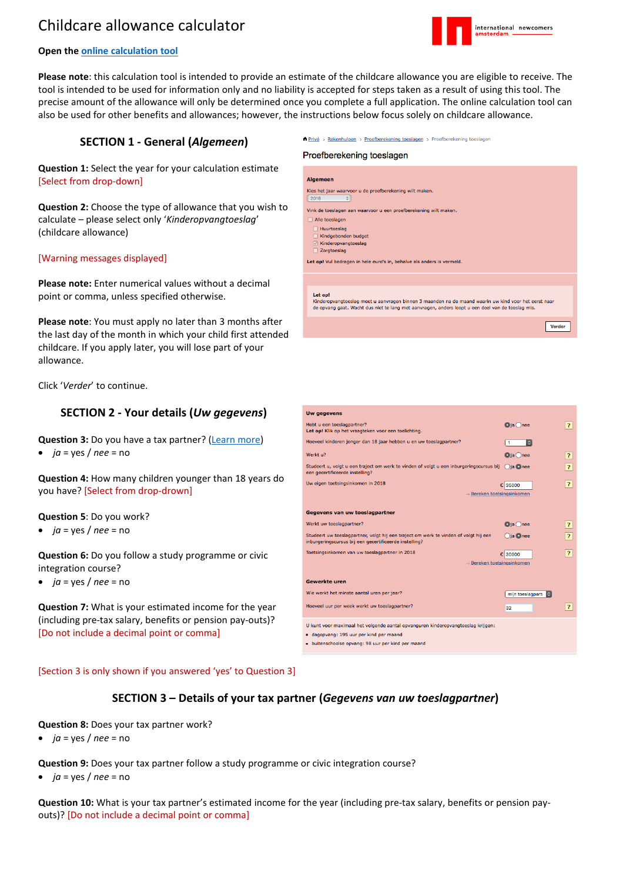# Childcare allowance calculator

**Open the online calculation tool**

**Please note**: this calculation tool is intended to provide an estimate of the childcare allowance you are eligible to receive. The tool is intended to be used for information only and no liability is accepted for steps taken as a result of using this tool. The precise amount of the allowance will only be determined once you complete a full application. The online calculation tool can also be used for other benefits and allowances; however, the instructions below focus solely on childcare allowance.

## SECTION 1 - General (*Algemeen*)

**Question 1:** Select the year for your calculation estimate [Select from drop-down]

**Question 2:** Choose the type of allowance that you wish to calculate – please select only '*Kinderopvangtoeslag*' (childcare allowance)

[Warning messages displayed]

**Please note:** Enter numerical values without a decimal point or comma, unless specified otherwise.

**Please note**: You must apply no later than 3 months after the last day of the month in which your child first attended childcare. If you apply later, you will lose part of your allowance.

Click '*Verder*' to continue.

## SECTION 2 - Your details (*Uw gegevens*)

**Question 3:** Do you have a tax partner? (Learn more)

- *ja* = yes / *nee* = no

**Question 4:** How many children younger than 18 years do you have? [Select from drop-drown]

**Question 5**: Do you work?

- *ja* = yes / *nee* = no

**Question 6:** Do you follow a study programme or civic integration course?

- *ja* = yes / *nee* = no

**Question 7:** What is your estimated income for the year (including pre-tax salary, benefits or pension pay-outs)? [Do not include a decimal point or comma]

[Section 3 is only shown if you answered 'yes' to Question 3]

## SECTION 3 – Details of your tax partner (*Gegevens van uw toeslagpartner*)

**Question 8:** Does your tax partner work?

- *ja* = yes / *nee* = no

**Question 9:** Does your tax partner follow a study programme or civic integration course?

- *ja* = yes / *nee* = no

**Question 10:** What is your tax partner's estimated income for the year (including pre-tax salary, benefits or pension pay-outs)? [Do not include a decimal point or comma]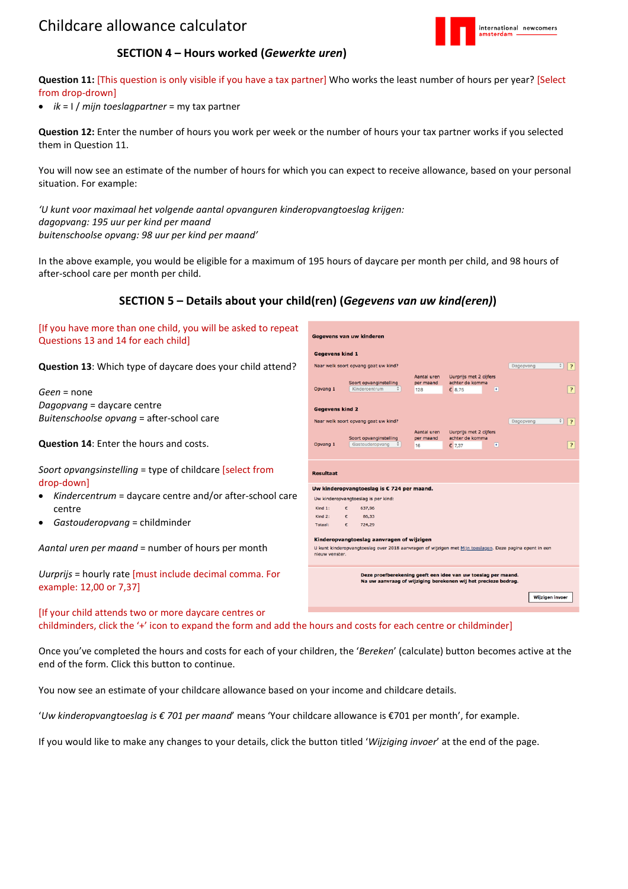## SECTION 4 – Hours worked (*Gewerkte uren*)

**Question 11:** [This question is only visible if you have a tax partner] Who works the least number of hours per year? [Select from drop-drown]

- *ik* = I / *mijn toeslagpartner* = my tax partner

**Question 12:** Enter the number of hours you work per week or the number of hours your tax partner works if you selected them in Question 11.

You will now see an estimate of the number of hours for which you can expect to receive allowance, based on your personal situation. For example:

*'U kunt voor maximaal het volgende aantal opvanguren kinderopvangtoeslag krijgen:*
*dagopvang: 195 uur per kind per maand*
*buitenschoolse opvang: 98 uur per kind per maand'*

In the above example, you would be eligible for a maximum of 195 hours of daycare per month per child, and 98 hours of after-school care per month per child.

## SECTION 5 – Details about your child(ren) (*Gegevens van uw kind(eren)*)

[If you have more than one child, you will be asked to repeat Questions 13 and 14 for each child]

**Question 13**: Which type of daycare does your child attend?

*Geen* = none
*Dagopvang* = daycare centre
*Buitenschoolse opvang* = after-school care

**Question 14**: Enter the hours and costs.

*Soort opvangsinstelling* = type of childcare [select from drop-down]

- *Kindercentrum* = daycare centre and/or after-school care centre
- *Gastouderopvang* = childminder

*Aantal uren per maand* = number of hours per month

*Uurprijs* = hourly rate [must include decimal comma. For example: 12,00 or 7,37]

[If your child attends two or more daycare centres or childminders, click the '+' icon to expand the form and add the hours and costs for each centre or childminder]

Once you've completed the hours and costs for each of your children, the '*Bereken*' (calculate) button becomes active at the end of the form. Click this button to continue.

You now see an estimate of your childcare allowance based on your income and childcare details.

'*Uw kinderopvangtoeslag is € 701 per maand*' means 'Your childcare allowance is €701 per month', for example.

If you would like to make any changes to your details, click the button titled '*Wijziging invoer*' at the end of the page.